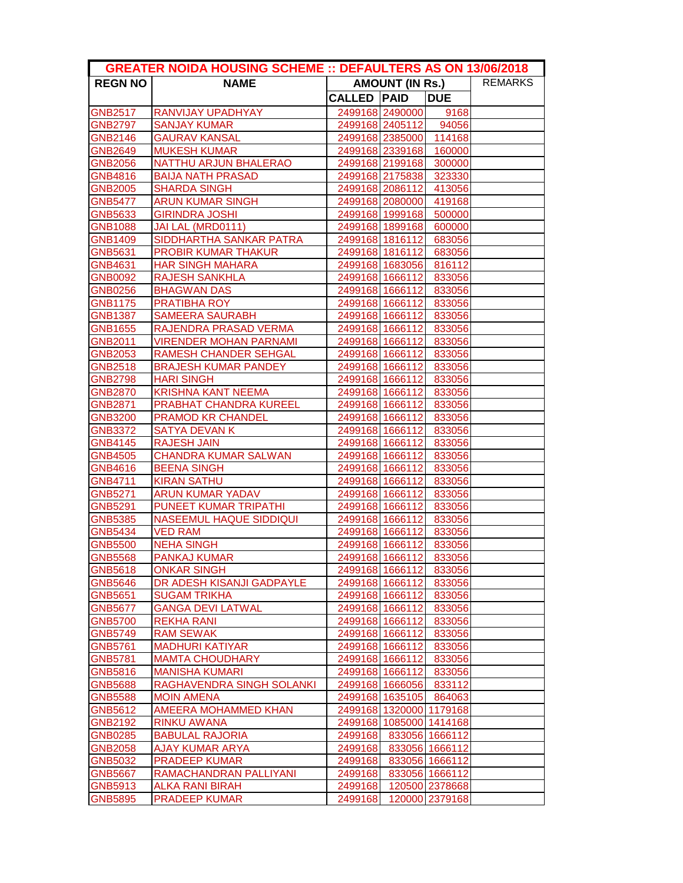| GREATER NOIDA HOUSING SCHEME :: DEFAULTERS AS ON 13/06/2018 | | | | | |
|---|---|---|---|---|---|
| REGN NO | NAME | AMOUNT (IN Rs.) | | | REMARKS |
| | | CALLED | PAID | DUE | |
| GNB2517 | RANVIJAY UPADHYAY | 2499168 | 2490000 | 9168 | |
| GNB2797 | SANJAY KUMAR | 2499168 | 2405112 | 94056 | |
| GNB2146 | GAURAV KANSAL | 2499168 | 2385000 | 114168 | |
| GNB2649 | MUKESH KUMAR | 2499168 | 2339168 | 160000 | |
| GNB2056 | NATTHU ARJUN BHALERAO | 2499168 | 2199168 | 300000 | |
| GNB4816 | BAIJA NATH PRASAD | 2499168 | 2175838 | 323330 | |
| GNB2005 | SHARDA SINGH | 2499168 | 2086112 | 413056 | |
| GNB5477 | ARUN KUMAR SINGH | 2499168 | 2080000 | 419168 | |
| GNB5633 | GIRINDRA JOSHI | 2499168 | 1999168 | 500000 | |
| GNB1088 | JAI LAL (MRD0111) | 2499168 | 1899168 | 600000 | |
| GNB1409 | SIDDHARTHA SANKAR PATRA | 2499168 | 1816112 | 683056 | |
| GNB5631 | PROBIR KUMAR THAKUR | 2499168 | 1816112 | 683056 | |
| GNB4631 | HAR SINGH MAHARA | 2499168 | 1683056 | 816112 | |
| GNB0092 | RAJESH SANKHLA | 2499168 | 1666112 | 833056 | |
| GNB0256 | BHAGWAN DAS | 2499168 | 1666112 | 833056 | |
| GNB1175 | PRATIBHA ROY | 2499168 | 1666112 | 833056 | |
| GNB1387 | SAMEERA SAURABH | 2499168 | 1666112 | 833056 | |
| GNB1655 | RAJENDRA PRASAD VERMA | 2499168 | 1666112 | 833056 | |
| GNB2011 | VIRENDER MOHAN PARNAMI | 2499168 | 1666112 | 833056 | |
| GNB2053 | RAMESH CHANDER SEHGAL | 2499168 | 1666112 | 833056 | |
| GNB2518 | BRAJESH KUMAR PANDEY | 2499168 | 1666112 | 833056 | |
| GNB2798 | HARI SINGH | 2499168 | 1666112 | 833056 | |
| GNB2870 | KRISHNA KANT NEEMA | 2499168 | 1666112 | 833056 | |
| GNB2871 | PRABHAT CHANDRA KUREEL | 2499168 | 1666112 | 833056 | |
| GNB3200 | PRAMOD KR CHANDEL | 2499168 | 1666112 | 833056 | |
| GNB3372 | SATYA DEVAN K | 2499168 | 1666112 | 833056 | |
| GNB4145 | RAJESH JAIN | 2499168 | 1666112 | 833056 | |
| GNB4505 | CHANDRA KUMAR SALWAN | 2499168 | 1666112 | 833056 | |
| GNB4616 | BEENA SINGH | 2499168 | 1666112 | 833056 | |
| GNB4711 | KIRAN SATHU | 2499168 | 1666112 | 833056 | |
| GNB5271 | ARUN KUMAR YADAV | 2499168 | 1666112 | 833056 | |
| GNB5291 | PUNEET KUMAR TRIPATHI | 2499168 | 1666112 | 833056 | |
| GNB5385 | NASEEMUL HAQUE SIDDIQUI | 2499168 | 1666112 | 833056 | |
| GNB5434 | VED RAM | 2499168 | 1666112 | 833056 | |
| GNB5500 | NEHA SINGH | 2499168 | 1666112 | 833056 | |
| GNB5568 | PANKAJ KUMAR | 2499168 | 1666112 | 833056 | |
| GNB5618 | ONKAR SINGH | 2499168 | 1666112 | 833056 | |
| GNB5646 | DR ADESH KISANJI GADPAYLE | 2499168 | 1666112 | 833056 | |
| GNB5651 | SUGAM TRIKHA | 2499168 | 1666112 | 833056 | |
| GNB5677 | GANGA DEVI LATWAL | 2499168 | 1666112 | 833056 | |
| GNB5700 | REKHA RANI | 2499168 | 1666112 | 833056 | |
| GNB5749 | RAM SEWAK | 2499168 | 1666112 | 833056 | |
| GNB5761 | MADHURI KATIYAR | 2499168 | 1666112 | 833056 | |
| GNB5781 | MAMTA CHOUDHARY | 2499168 | 1666112 | 833056 | |
| GNB5816 | MANISHA KUMARI | 2499168 | 1666112 | 833056 | |
| GNB5688 | RAGHAVENDRA SINGH SOLANKI | 2499168 | 1666056 | 833112 | |
| GNB5588 | MOIN AMENA | 2499168 | 1635105 | 864063 | |
| GNB5612 | AMEERA MOHAMMED KHAN | 2499168 | 1320000 | 1179168 | |
| GNB2192 | RINKU AWANA | 2499168 | 1085000 | 1414168 | |
| GNB0285 | BABULAL RAJORIA | 2499168 | 833056 | 1666112 | |
| GNB2058 | AJAY KUMAR ARYA | 2499168 | 833056 | 1666112 | |
| GNB5032 | PRADEEP KUMAR | 2499168 | 833056 | 1666112 | |
| GNB5667 | RAMACHANDRAN PALLIYANI | 2499168 | 833056 | 1666112 | |
| GNB5913 | ALKA RANI BIRAH | 2499168 | 120500 | 2378668 | |
| GNB5895 | PRADEEP KUMAR | 2499168 | 120000 | 2379168 | |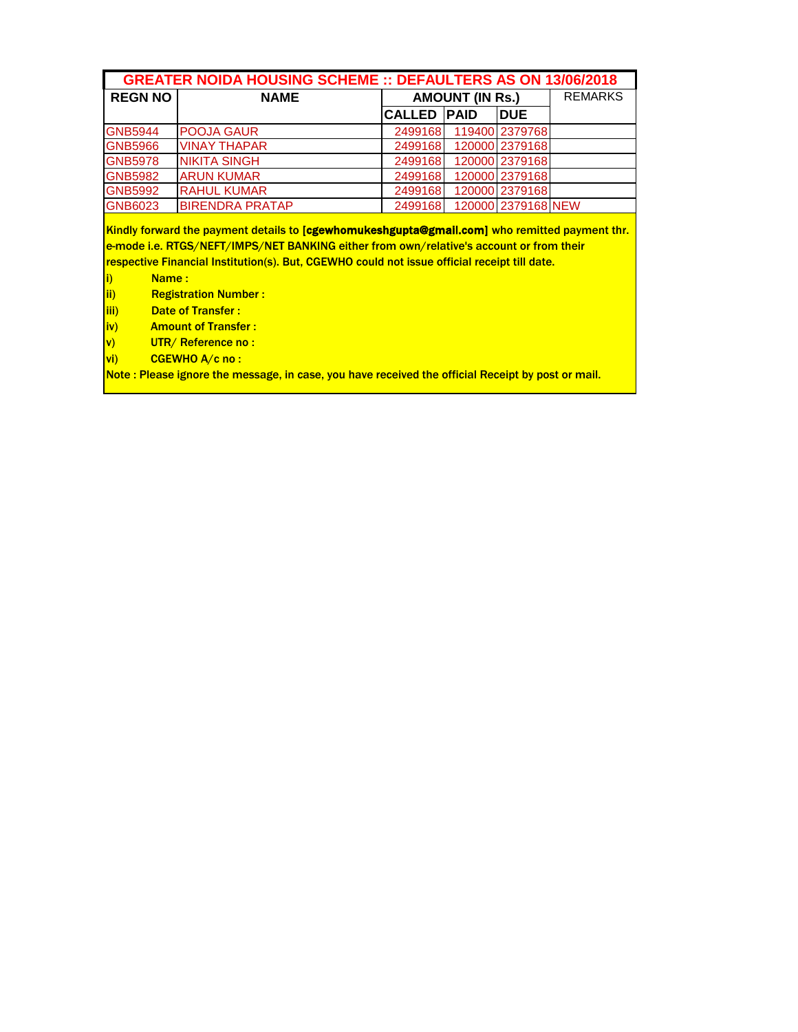## GREATER NOIDA HOUSING SCHEME :: DEFAULTERS AS ON 13/06/2018

| REGN NO | NAME | AMOUNT (IN Rs.) | | | REMARKS |
|---|---|---|---|---|---|
| | | CALLED | PAID | DUE | |
| GNB5944 | POOJA GAUR | 2499168 | 119400 | 2379768 | |
| GNB5966 | VINAY THAPAR | 2499168 | 120000 | 2379168 | |
| GNB5978 | NIKITA SINGH | 2499168 | 120000 | 2379168 | |
| GNB5982 | ARUN KUMAR | 2499168 | 120000 | 2379168 | |
| GNB5992 | RAHUL KUMAR | 2499168 | 120000 | 2379168 | |
| GNB6023 | BIRENDRA PRATAP | 2499168 | 120000 | 2379168 | NEW |

**Kindly forward the payment details to [cgewhomukeshgupta@gmail.com] who remitted payment thr. e-mode i.e. RTGS/NEFT/IMPS/NET BANKING either from own/relative's account or from their respective Financial Institution(s). But, CGEWHO could not issue official receipt till date.**

**i) Name :**

**ii) Registration Number :**

**iii) Date of Transfer :**

**iv) Amount of Transfer :**

**v) UTR/ Reference no :**

**vi) CGEWHO A/c no :**

**Note : Please ignore the message, in case, you have received the official Receipt by post or mail.**